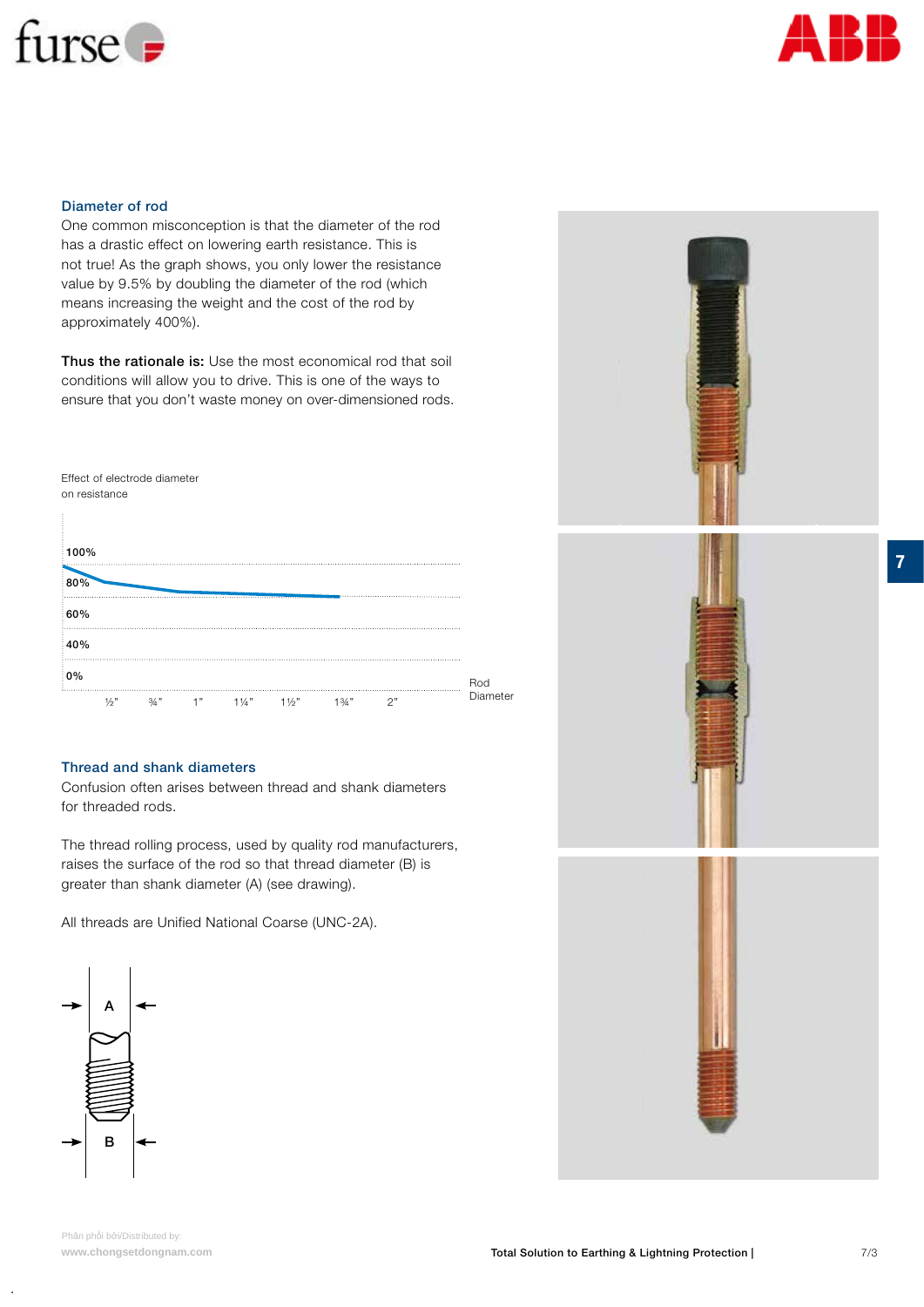## Diameter of rod

One common misconception is that the diameter of the rod has a drastic effect on lowering earth resistance. This is not true! As the graph shows, you only lower the resistance value by 9.5% by doubling the diameter of the rod (which means increasing the weight and the cost of the rod by approximately 400%).

**Thus the rationale is:** Use the most economical rod that soil conditions will allow you to drive. This is one of the ways to ensure that you don't waste money on over-dimensioned rods.

Effect of electrode diameter on resistance

100%
80%
60%
40%
0%

½" ¾" 1" 1¼" 1½" 1¾" 2"

Rod Diameter

## Thread and shank diameters

Confusion often arises between thread and shank diameters for threaded rods.

The thread rolling process, used by quality rod manufacturers, raises the surface of the rod so that thread diameter (B) is greater than shank diameter (A) (see drawing).

All threads are Unified National Coarse (UNC-2A).

A

B

Phân phối bởi/Distributed by:
www.chongsetdongnam.com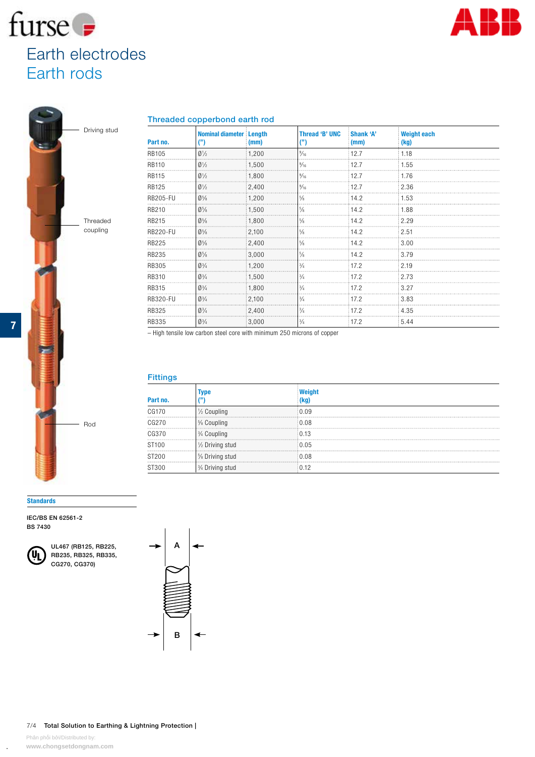# Earth electrodes

## Earth rods

Driving stud

Threaded coupling

Rod

### Threaded copperbond earth rod

| Part no. | Nominal diameter (") | Length (mm) | Thread 'B' UNC (") | Shank 'A' (mm) | Weight each (kg) |
|---|---|---|---|---|---|
| RB105 | Ø½ | 1,200 | 9⁄16 | 12.7 | 1.18 |
| RB110 | Ø½ | 1,500 | 9⁄16 | 12.7 | 1.55 |
| RB115 | Ø½ | 1,800 | 9⁄16 | 12.7 | 1.76 |
| RB125 | Ø½ | 2,400 | 9⁄16 | 12.7 | 2.36 |
| RB205-FU | Ø⅝ | 1,200 | ⅝ | 14.2 | 1.53 |
| RB210 | Ø⅝ | 1,500 | ⅝ | 14.2 | 1.88 |
| RB215 | Ø⅝ | 1,800 | ⅝ | 14.2 | 2.29 |
| RB220-FU | Ø⅝ | 2,100 | ⅝ | 14.2 | 2.51 |
| RB225 | Ø⅝ | 2,400 | ⅝ | 14.2 | 3.00 |
| RB235 | Ø⅝ | 3,000 | ⅝ | 14.2 | 3.79 |
| RB305 | Ø¾ | 1,200 | ¾ | 17.2 | 2.19 |
| RB310 | Ø¾ | 1,500 | ¾ | 17.2 | 2.73 |
| RB315 | Ø¾ | 1,800 | ¾ | 17.2 | 3.27 |
| RB320-FU | Ø¾ | 2,100 | ¾ | 17.2 | 3.83 |
| RB325 | Ø¾ | 2,400 | ¾ | 17.2 | 4.35 |
| RB335 | Ø¾ | 3,000 | ¾ | 17.2 | 5.44 |

– High tensile low carbon steel core with minimum 250 microns of copper

### Fittings

| Part no. | Type (") | Weight (kg) |
|---|---|---|
| CG170 | ½ Coupling | 0.09 |
| CG270 | ⅝ Coupling | 0.08 |
| CG370 | ¾ Coupling | 0.13 |
| ST100 | ½ Driving stud | 0.05 |
| ST200 | ⅝ Driving stud | 0.08 |
| ST300 | ¾ Driving stud | 0.12 |

### Standards

IEC/BS EN 62561-2
BS 7430

UL467 (RB125, RB225, RB235, RB325, RB335, CG270, CG370)

A

B

Phân phối bởi/Distributed by:
www.chongsetdongnam.com